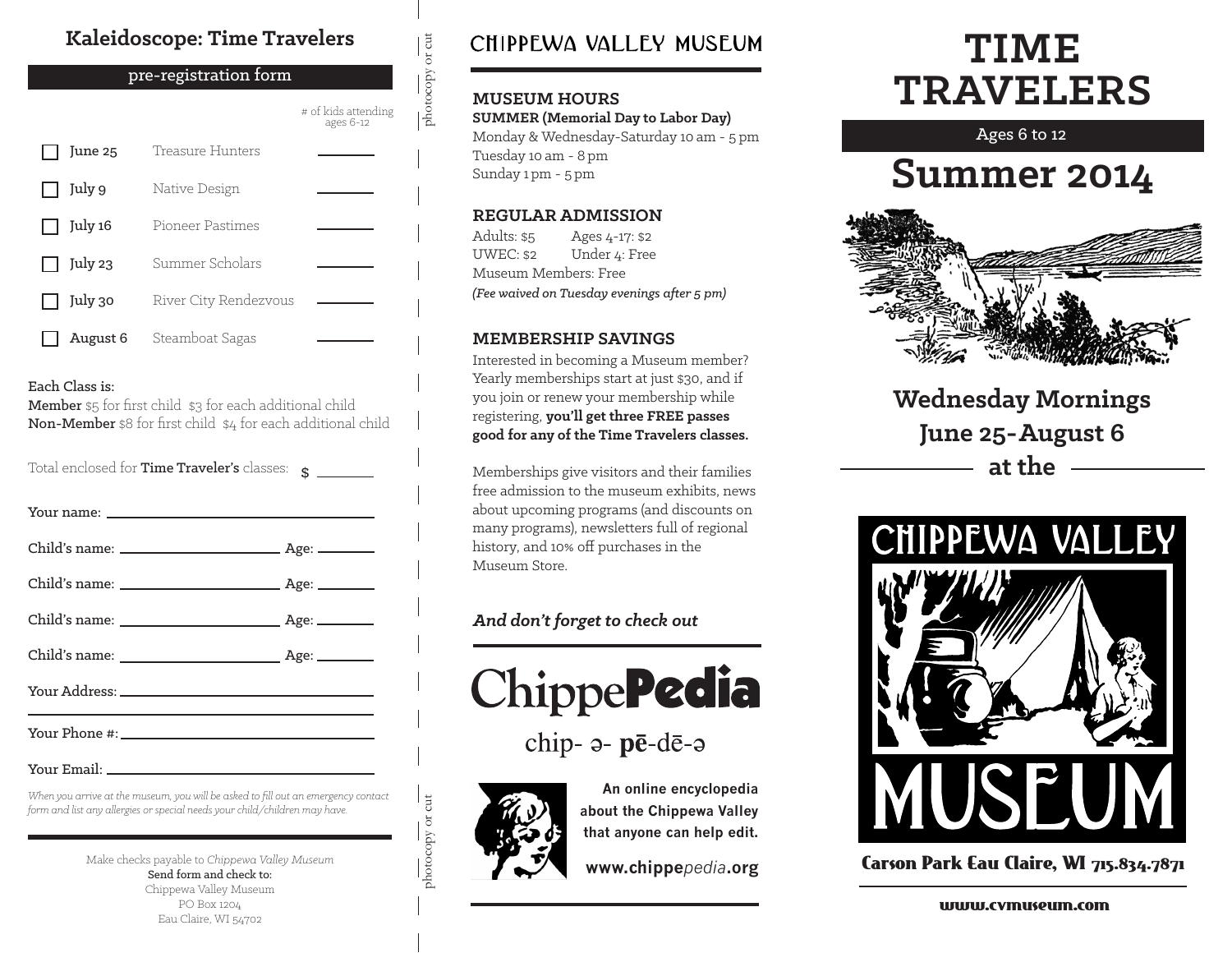## Kaleidoscope: Time Travelers

### pre-registration form

| | Date | Class | # of kids attending ages 6-12 |
|---|---|---|---|
| ☐ | June 25 | Treasure Hunters | ______ |
| ☐ | July 9 | Native Design | ______ |
| ☐ | July 16 | Pioneer Pastimes | ______ |
| ☐ | July 23 | Summer Scholars | ______ |
| ☐ | July 30 | River City Rendezvous | ______ |
| ☐ | August 6 | Steamboat Sagas | ______ |

Each Class is:
**Member** $5 for first child $3 for each additional child
**Non-Member** $8 for first child $4 for each additional child

Total enclosed for **Time Traveler's** classes: $ ______

Your name: ______________________

Child's name: ______________ Age: ______

Child's name: ______________ Age: ______

Child's name: ______________ Age: ______

Child's name: ______________ Age: ______

Your Address: ______________________

Your Phone #: ______________________

Your Email: ______________________

*When you arrive at the museum, you will be asked to fill out an emergency contact form and list any allergies or special needs your child/children may have.*

Make checks payable to *Chippewa Valley Museum*
Send form and check to:
Chippewa Valley Museum
PO Box 1204
Eau Claire, WI 54702

photocopy or cut

## CHIPPEWA VALLEY MUSEUM

### MUSEUM HOURS

**SUMMER (Memorial Day to Labor Day)**
Monday & Wednesday-Saturday 10 am - 5 pm
Tuesday 10 am - 8 pm
Sunday 1 pm - 5 pm

### REGULAR ADMISSION

Adults: $5 Ages 4-17: $2
UWEC: $2 Under 4: Free
Museum Members: Free
*(Fee waived on Tuesday evenings after 5 pm)*

### MEMBERSHIP SAVINGS

Interested in becoming a Museum member? Yearly memberships start at just $30, and if you join or renew your membership while registering, **you'll get three FREE passes good for any of the Time Travelers classes.**

Memberships give visitors and their families free admission to the museum exhibits, news about upcoming programs (and discounts on many programs), newsletters full of regional history, and 10% off purchases in the Museum Store.

***And don't forget to check out***

## Chippe**Pedia**

chip- ə- **pē**-dē-ə

**An online encyclopedia about the Chippewa Valley that anyone can help edit.**

**www.chippe*pedia*.org**

# TIME TRAVELERS

Ages 6 to 12

# Summer 2014

## Wednesday Mornings
## June 25-August 6
## at the

CHIPPEWA VALLEY MUSEUM

**Carson Park Eau Claire, WI 715.834.7871**

**www.cvmuseum.com**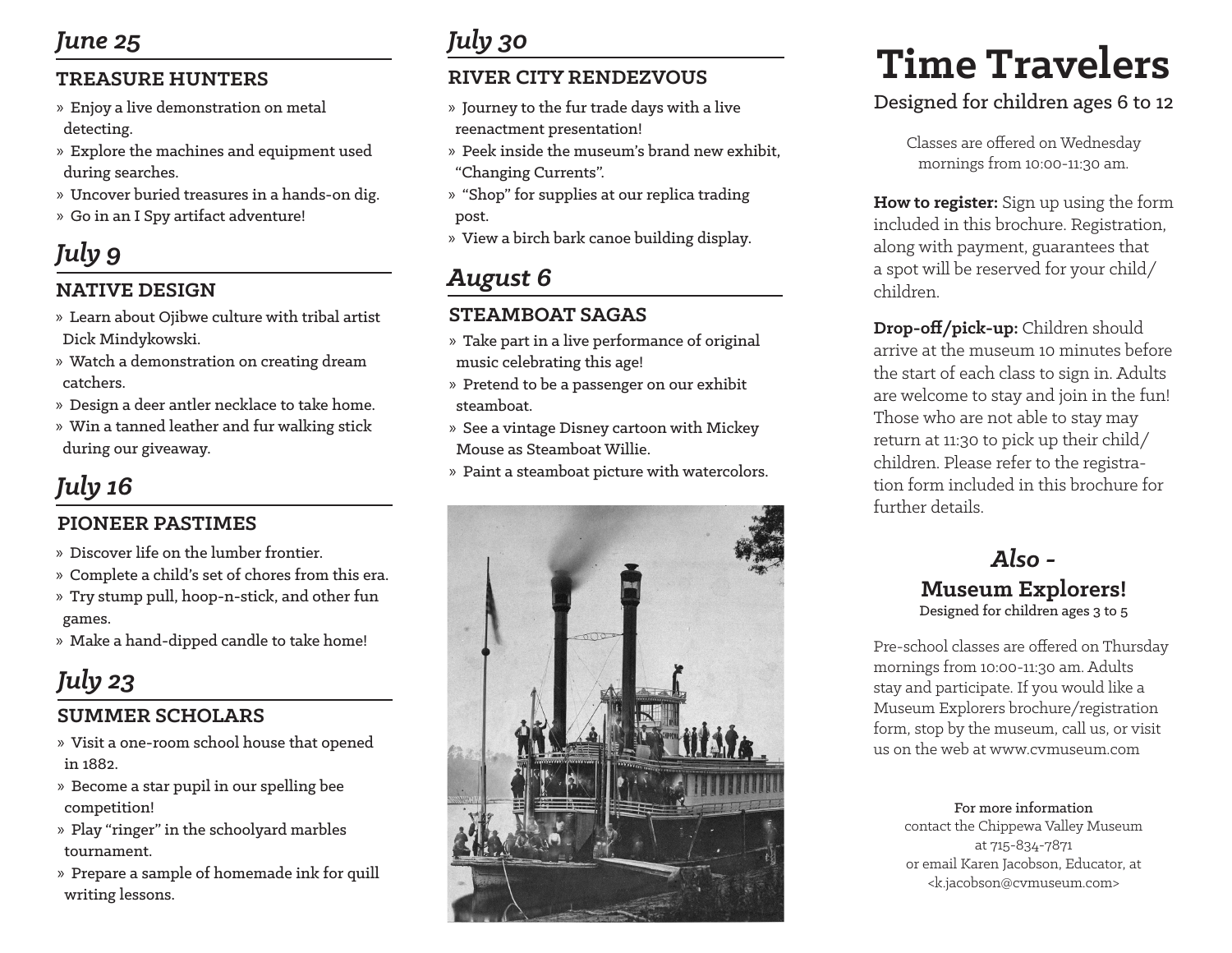## *June 25*

### TREASURE HUNTERS

- Enjoy a live demonstration on metal detecting.
- Explore the machines and equipment used during searches.
- Uncover buried treasures in a hands-on dig.
- Go in an I Spy artifact adventure!

## *July 9*

### NATIVE DESIGN

- Learn about Ojibwe culture with tribal artist Dick Mindykowski.
- Watch a demonstration on creating dream catchers.
- Design a deer antler necklace to take home.
- Win a tanned leather and fur walking stick during our giveaway.

## *July 16*

### PIONEER PASTIMES

- Discover life on the lumber frontier.
- Complete a child's set of chores from this era.
- Try stump pull, hoop-n-stick, and other fun games.
- Make a hand-dipped candle to take home!

## *July 23*

### SUMMER SCHOLARS

- Visit a one-room school house that opened in 1882.
- Become a star pupil in our spelling bee competition!
- Play "ringer" in the schoolyard marbles tournament.
- Prepare a sample of homemade ink for quill writing lessons.

## *July 30*

### RIVER CITY RENDEZVOUS

- Journey to the fur trade days with a live reenactment presentation!
- Peek inside the museum's brand new exhibit, "Changing Currents".
- "Shop" for supplies at our replica trading post.
- View a birch bark canoe building display.

## *August 6*

### STEAMBOAT SAGAS

- Take part in a live performance of original music celebrating this age!
- Pretend to be a passenger on our exhibit steamboat.
- See a vintage Disney cartoon with Mickey Mouse as Steamboat Willie.
- Paint a steamboat picture with watercolors.

# Time Travelers

Designed for children ages 6 to 12

Classes are offered on Wednesday mornings from 10:00-11:30 am.

**How to register:** Sign up using the form included in this brochure. Registration, along with payment, guarantees that a spot will be reserved for your child/children.

**Drop-off/pick-up:** Children should arrive at the museum 10 minutes before the start of each class to sign in. Adults are welcome to stay and join in the fun! Those who are not able to stay may return at 11:30 to pick up their child/children. Please refer to the registration form included in this brochure for further details.

## *Also -*
## Museum Explorers!

**Designed for children ages 3 to 5**

Pre-school classes are offered on Thursday mornings from 10:00-11:30 am. Adults stay and participate. If you would like a Museum Explorers brochure/registration form, stop by the museum, call us, or visit us on the web at www.cvmuseum.com

**For more information**
contact the Chippewa Valley Museum
at 715-834-7871
or email Karen Jacobson, Educator, at
<k.jacobson@cvmuseum.com>